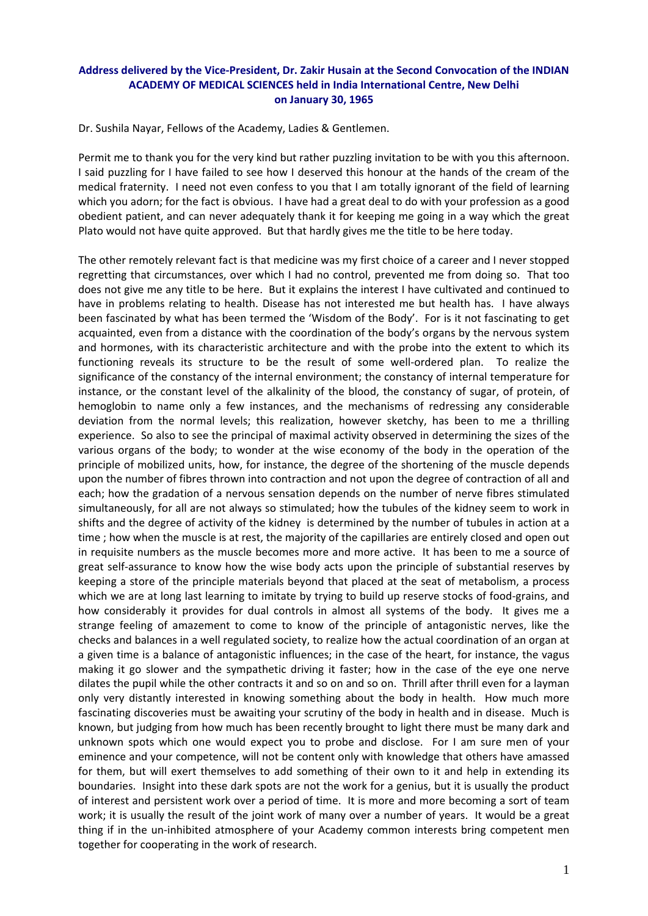**Address delivered by the Vice-President, Dr. Zakir Husain at the Second Convocation of the INDIAN ACADEMY OF MEDICAL SCIENCES held in India International Centre, New Delhi on January 30, 1965**

Dr. Sushila Nayar, Fellows of the Academy, Ladies & Gentlemen.

Permit me to thank you for the very kind but rather puzzling invitation to be with you this afternoon. I said puzzling for I have failed to see how I deserved this honour at the hands of the cream of the medical fraternity. I need not even confess to you that I am totally ignorant of the field of learning which you adorn; for the fact is obvious. I have had a great deal to do with your profession as a good obedient patient, and can never adequately thank it for keeping me going in a way which the great Plato would not have quite approved. But that hardly gives me the title to be here today.

The other remotely relevant fact is that medicine was my first choice of a career and I never stopped regretting that circumstances, over which I had no control, prevented me from doing so. That too does not give me any title to be here. But it explains the interest I have cultivated and continued to have in problems relating to health. Disease has not interested me but health has. I have always been fascinated by what has been termed the 'Wisdom of the Body'. For is it not fascinating to get acquainted, even from a distance with the coordination of the body's organs by the nervous system and hormones, with its characteristic architecture and with the probe into the extent to which its functioning reveals its structure to be the result of some well-ordered plan. To realize the significance of the constancy of the internal environment; the constancy of internal temperature for instance, or the constant level of the alkalinity of the blood, the constancy of sugar, of protein, of hemoglobin to name only a few instances, and the mechanisms of redressing any considerable deviation from the normal levels; this realization, however sketchy, has been to me a thrilling experience. So also to see the principal of maximal activity observed in determining the sizes of the various organs of the body; to wonder at the wise economy of the body in the operation of the principle of mobilized units, how, for instance, the degree of the shortening of the muscle depends upon the number of fibres thrown into contraction and not upon the degree of contraction of all and each; how the gradation of a nervous sensation depends on the number of nerve fibres stimulated simultaneously, for all are not always so stimulated; how the tubules of the kidney seem to work in shifts and the degree of activity of the kidney is determined by the number of tubules in action at a time ; how when the muscle is at rest, the majority of the capillaries are entirely closed and open out in requisite numbers as the muscle becomes more and more active. It has been to me a source of great self-assurance to know how the wise body acts upon the principle of substantial reserves by keeping a store of the principle materials beyond that placed at the seat of metabolism, a process which we are at long last learning to imitate by trying to build up reserve stocks of food-grains, and how considerably it provides for dual controls in almost all systems of the body. It gives me a strange feeling of amazement to come to know of the principle of antagonistic nerves, like the checks and balances in a well regulated society, to realize how the actual coordination of an organ at a given time is a balance of antagonistic influences; in the case of the heart, for instance, the vagus making it go slower and the sympathetic driving it faster; how in the case of the eye one nerve dilates the pupil while the other contracts it and so on and so on. Thrill after thrill even for a layman only very distantly interested in knowing something about the body in health. How much more fascinating discoveries must be awaiting your scrutiny of the body in health and in disease. Much is known, but judging from how much has been recently brought to light there must be many dark and unknown spots which one would expect you to probe and disclose. For I am sure men of your eminence and your competence, will not be content only with knowledge that others have amassed for them, but will exert themselves to add something of their own to it and help in extending its boundaries. Insight into these dark spots are not the work for a genius, but it is usually the product of interest and persistent work over a period of time. It is more and more becoming a sort of team work; it is usually the result of the joint work of many over a number of years. It would be a great thing if in the un-inhibited atmosphere of your Academy common interests bring competent men together for cooperating in the work of research.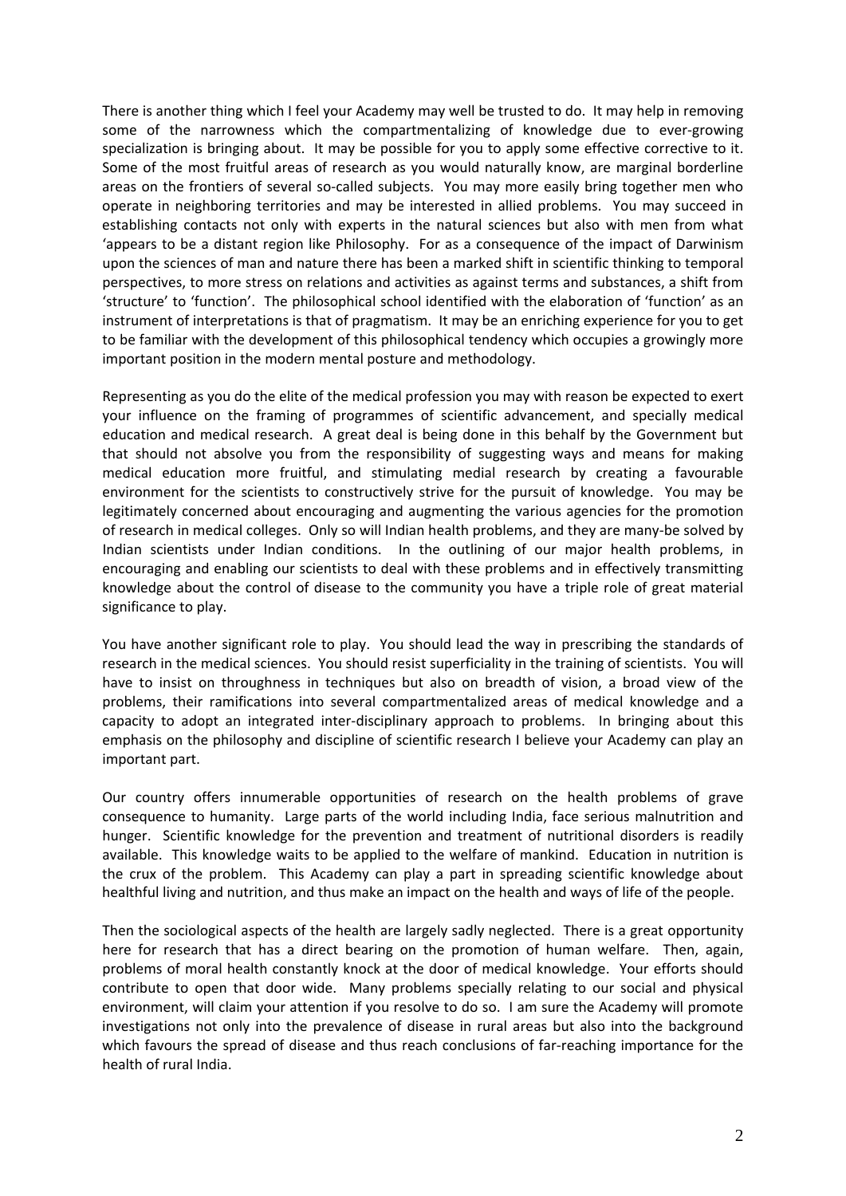There is another thing which I feel your Academy may well be trusted to do. It may help in removing some of the narrowness which the compartmentalizing of knowledge due to ever-growing specialization is bringing about. It may be possible for you to apply some effective corrective to it. Some of the most fruitful areas of research as you would naturally know, are marginal borderline areas on the frontiers of several so-called subjects. You may more easily bring together men who operate in neighboring territories and may be interested in allied problems. You may succeed in establishing contacts not only with experts in the natural sciences but also with men from what 'appears to be a distant region like Philosophy. For as a consequence of the impact of Darwinism upon the sciences of man and nature there has been a marked shift in scientific thinking to temporal perspectives, to more stress on relations and activities as against terms and substances, a shift from 'structure' to 'function'. The philosophical school identified with the elaboration of 'function' as an instrument of interpretations is that of pragmatism. It may be an enriching experience for you to get to be familiar with the development of this philosophical tendency which occupies a growingly more important position in the modern mental posture and methodology.

Representing as you do the elite of the medical profession you may with reason be expected to exert your influence on the framing of programmes of scientific advancement, and specially medical education and medical research. A great deal is being done in this behalf by the Government but that should not absolve you from the responsibility of suggesting ways and means for making medical education more fruitful, and stimulating medial research by creating a favourable environment for the scientists to constructively strive for the pursuit of knowledge. You may be legitimately concerned about encouraging and augmenting the various agencies for the promotion of research in medical colleges. Only so will Indian health problems, and they are many-be solved by Indian scientists under Indian conditions. In the outlining of our major health problems, in encouraging and enabling our scientists to deal with these problems and in effectively transmitting knowledge about the control of disease to the community you have a triple role of great material significance to play.

You have another significant role to play. You should lead the way in prescribing the standards of research in the medical sciences. You should resist superficiality in the training of scientists. You will have to insist on throughness in techniques but also on breadth of vision, a broad view of the problems, their ramifications into several compartmentalized areas of medical knowledge and a capacity to adopt an integrated inter-disciplinary approach to problems. In bringing about this emphasis on the philosophy and discipline of scientific research I believe your Academy can play an important part.

Our country offers innumerable opportunities of research on the health problems of grave consequence to humanity. Large parts of the world including India, face serious malnutrition and hunger. Scientific knowledge for the prevention and treatment of nutritional disorders is readily available. This knowledge waits to be applied to the welfare of mankind. Education in nutrition is the crux of the problem. This Academy can play a part in spreading scientific knowledge about healthful living and nutrition, and thus make an impact on the health and ways of life of the people.

Then the sociological aspects of the health are largely sadly neglected. There is a great opportunity here for research that has a direct bearing on the promotion of human welfare. Then, again, problems of moral health constantly knock at the door of medical knowledge. Your efforts should contribute to open that door wide. Many problems specially relating to our social and physical environment, will claim your attention if you resolve to do so. I am sure the Academy will promote investigations not only into the prevalence of disease in rural areas but also into the background which favours the spread of disease and thus reach conclusions of far-reaching importance for the health of rural India.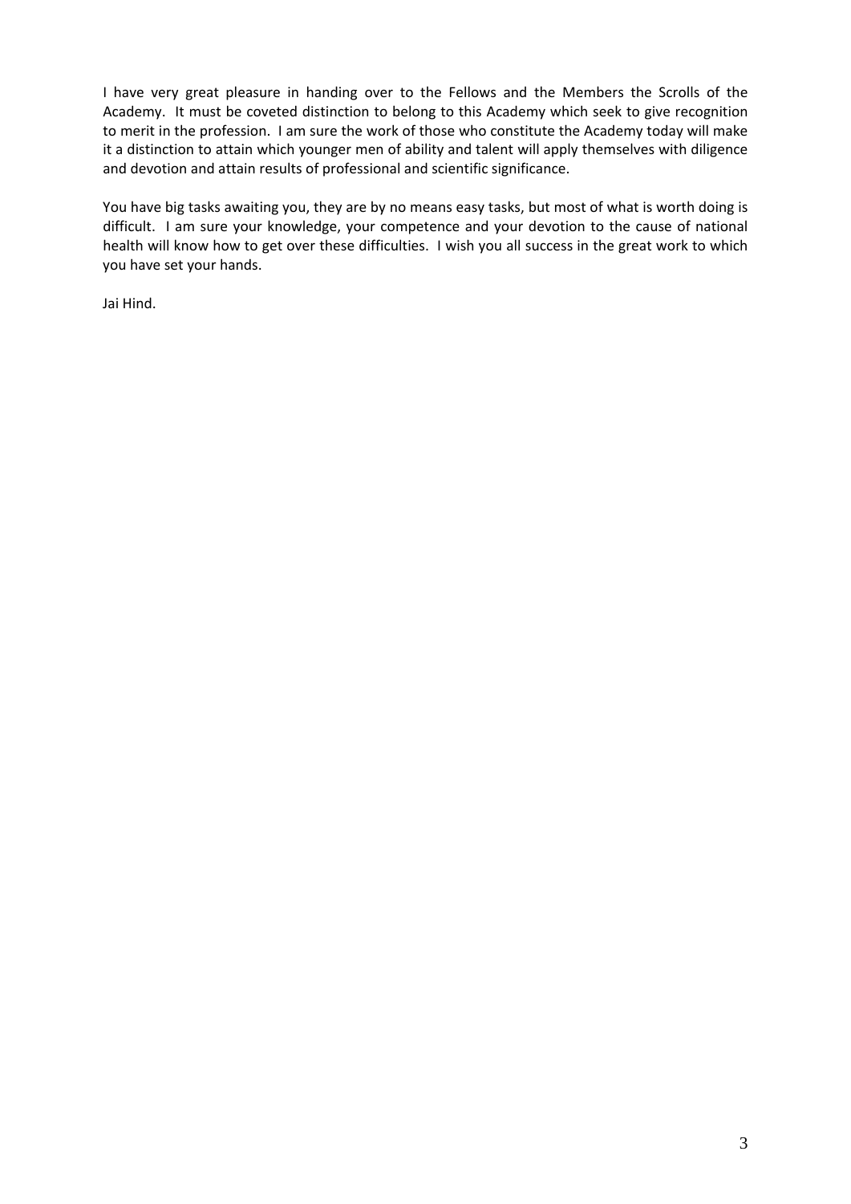I have very great pleasure in handing over to the Fellows and the Members the Scrolls of the Academy. It must be coveted distinction to belong to this Academy which seek to give recognition to merit in the profession. I am sure the work of those who constitute the Academy today will make it a distinction to attain which younger men of ability and talent will apply themselves with diligence and devotion and attain results of professional and scientific significance.

You have big tasks awaiting you, they are by no means easy tasks, but most of what is worth doing is difficult. I am sure your knowledge, your competence and your devotion to the cause of national health will know how to get over these difficulties. I wish you all success in the great work to which you have set your hands.

Jai Hind.